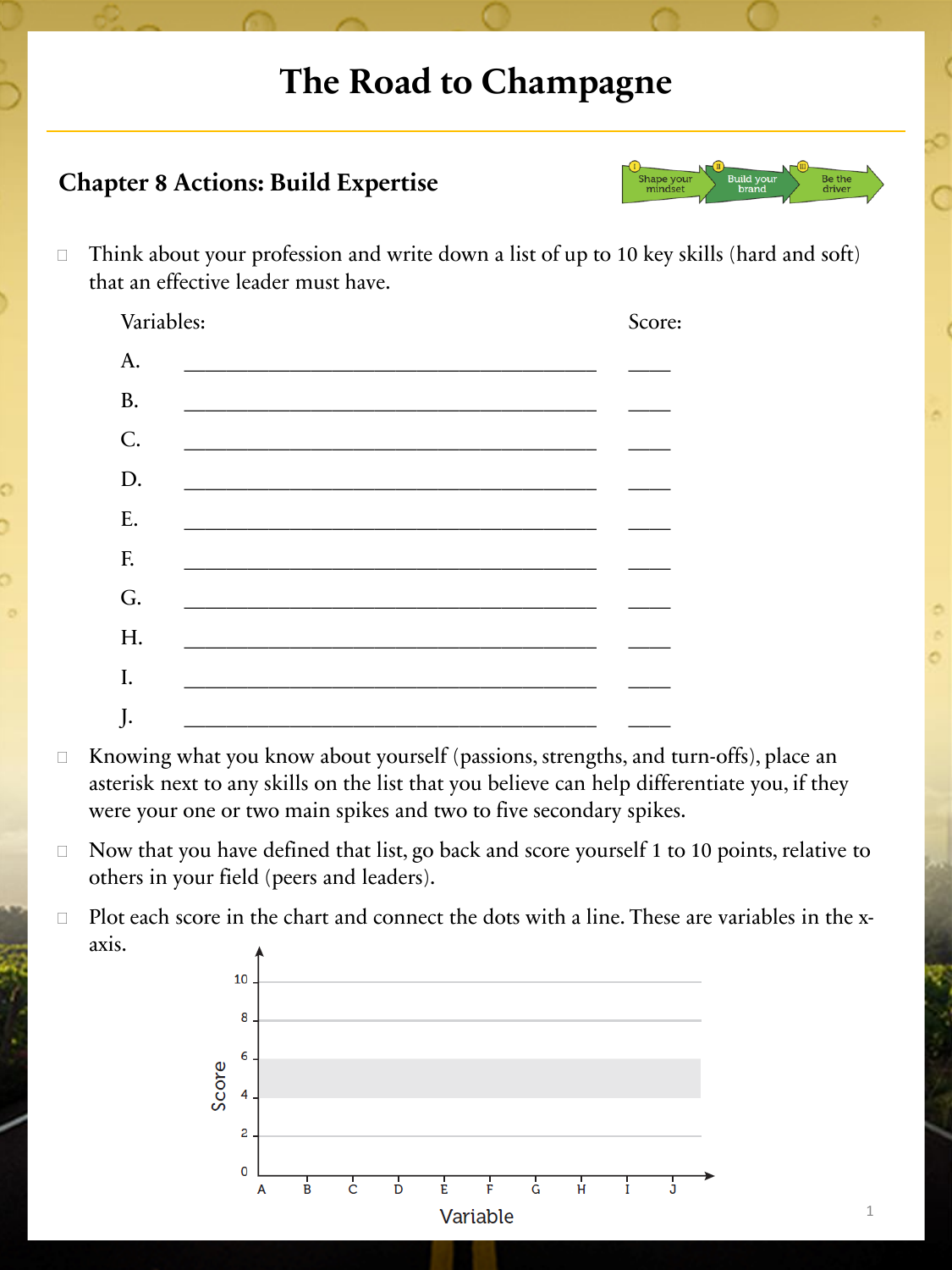# The Road to Champagne

## Chapter 8 Actions: Build Expertise

Shape your mindset | Build your brand | Be the driver

- ☐ Think about your profession and write down a list of up to 10 key skills (hard and soft) that an effective leader must have.

Variables: Score:

A. ________________________________________ ____

B. ________________________________________ ____

C. ________________________________________ ____

D. ________________________________________ ____

E. ________________________________________ ____

F. ________________________________________ ____

G. ________________________________________ ____

H. ________________________________________ ____

I. ________________________________________ ____

J. ________________________________________ ____

- ☐ Knowing what you know about yourself (passions, strengths, and turn-offs), place an asterisk next to any skills on the list that you believe can help differentiate you, if they were your one or two main spikes and two to five secondary spikes.
- ☐ Now that you have defined that list, go back and score yourself 1 to 10 points, relative to others in your field (peers and leaders).
- ☐ Plot each score in the chart and connect the dots with a line. These are variables in the x-axis.

Score

10
8
6
4
2
0

A B C D E F G H I J

Variable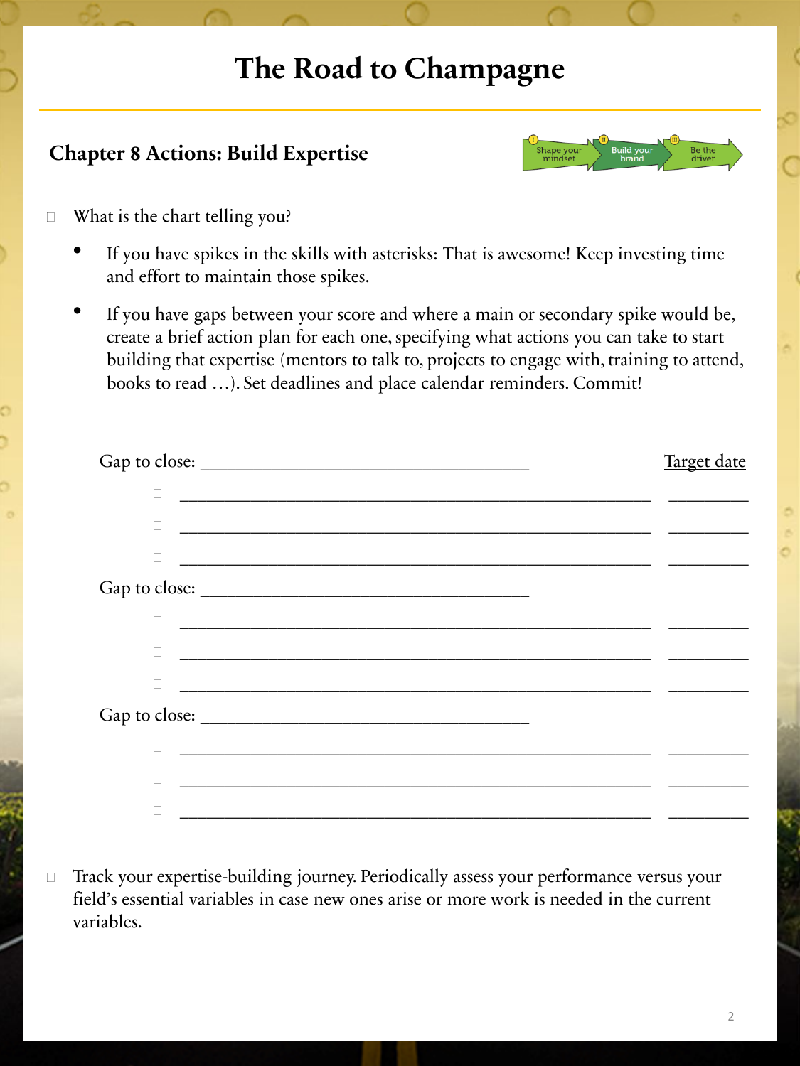# The Road to Champagne

## Chapter 8 Actions: Build Expertise

Shape your mindset | Build your brand | Be the driver

- ☐ What is the chart telling you?
  - If you have spikes in the skills with asterisks: That is awesome! Keep investing time and effort to maintain those spikes.
  - If you have gaps between your score and where a main or secondary spike would be, create a brief action plan for each one, specifying what actions you can take to start building that expertise (mentors to talk to, projects to engage with, training to attend, books to read …). Set deadlines and place calendar reminders. Commit!

Gap to close: ____________________________________ Target date

- ☐ ____________________________________________________ __________
- ☐ ____________________________________________________ __________
- ☐ ____________________________________________________ __________

Gap to close: ____________________________________

- ☐ ____________________________________________________ __________
- ☐ ____________________________________________________ __________
- ☐ ____________________________________________________ __________

Gap to close: ____________________________________

- ☐ ____________________________________________________ __________
- ☐ ____________________________________________________ __________
- ☐ ____________________________________________________ __________

- ☐ Track your expertise-building journey. Periodically assess your performance versus your field's essential variables in case new ones arise or more work is needed in the current variables.